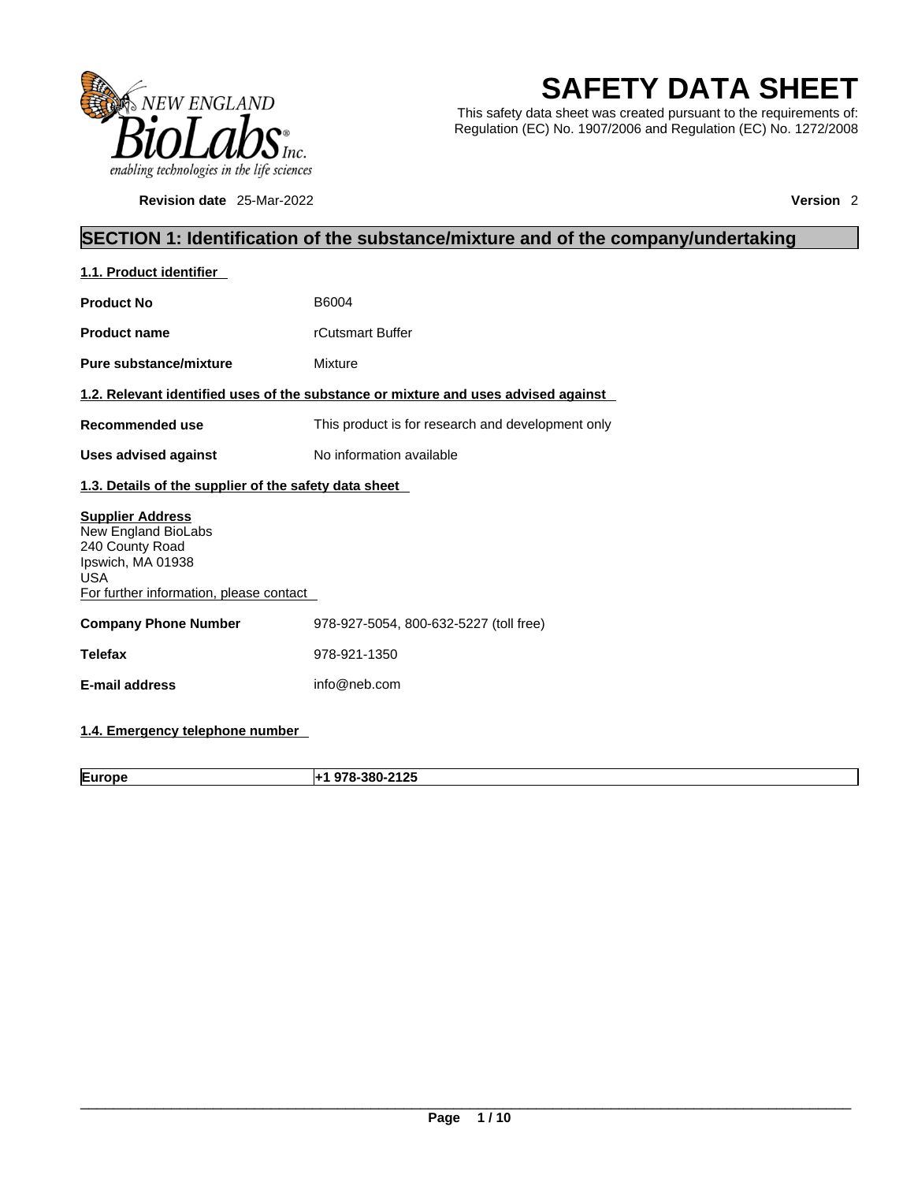NEW ENGLAND BioLabs® Inc.
enabling technologies in the life sciences

# SAFETY DATA SHEET

This safety data sheet was created pursuant to the requirements of: Regulation (EC) No. 1907/2006 and Regulation (EC) No. 1272/2008

**Revision date** 25-Mar-2022 **Version** 2

## SECTION 1: Identification of the substance/mixture and of the company/undertaking

### 1.1. Product identifier

**Product No** B6004

**Product name** rCutsmart Buffer

**Pure substance/mixture** Mixture

### 1.2. Relevant identified uses of the substance or mixture and uses advised against

**Recommended use** This product is for research and development only

**Uses advised against** No information available

### 1.3. Details of the supplier of the safety data sheet

**Supplier Address**
New England BioLabs
240 County Road
Ipswich, MA 01938
USA
For further information, please contact

**Company Phone Number** 978-927-5054, 800-632-5227 (toll free)

**Telefax** 978-921-1350

**E-mail address** info@neb.com

### 1.4. Emergency telephone number

| Europe | +1 978-380-2125 |
|---|---|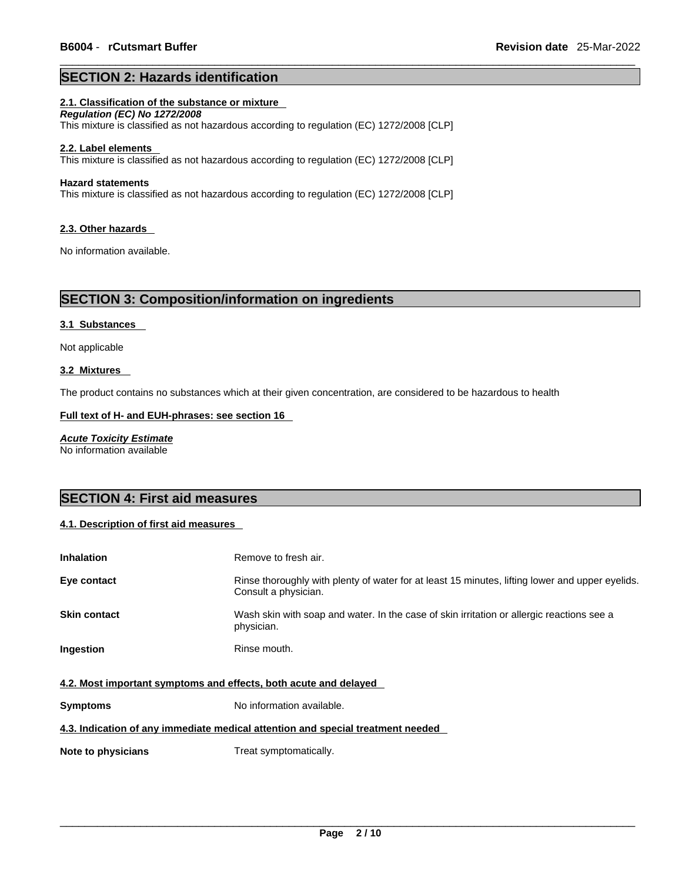## SECTION 2: Hazards identification

### 2.1. Classification of the substance or mixture

***Regulation (EC) No 1272/2008***

This mixture is classified as not hazardous according to regulation (EC) 1272/2008 [CLP]

### 2.2. Label elements

This mixture is classified as not hazardous according to regulation (EC) 1272/2008 [CLP]

**Hazard statements**

This mixture is classified as not hazardous according to regulation (EC) 1272/2008 [CLP]

### 2.3. Other hazards

No information available.

## SECTION 3: Composition/information on ingredients

### 3.1 Substances

Not applicable

### 3.2 Mixtures

The product contains no substances which at their given concentration, are considered to be hazardous to health

**Full text of H- and EUH-phrases: see section 16**

***Acute Toxicity Estimate***

No information available

## SECTION 4: First aid measures

### 4.1. Description of first aid measures

| | |
|---|---|
| **Inhalation** | Remove to fresh air. |
| **Eye contact** | Rinse thoroughly with plenty of water for at least 15 minutes, lifting lower and upper eyelids. Consult a physician. |
| **Skin contact** | Wash skin with soap and water. In the case of skin irritation or allergic reactions see a physician. |
| **Ingestion** | Rinse mouth. |

### 4.2. Most important symptoms and effects, both acute and delayed

| | |
|---|---|
| **Symptoms** | No information available. |

### 4.3. Indication of any immediate medical attention and special treatment needed

| | |
|---|---|
| **Note to physicians** | Treat symptomatically. |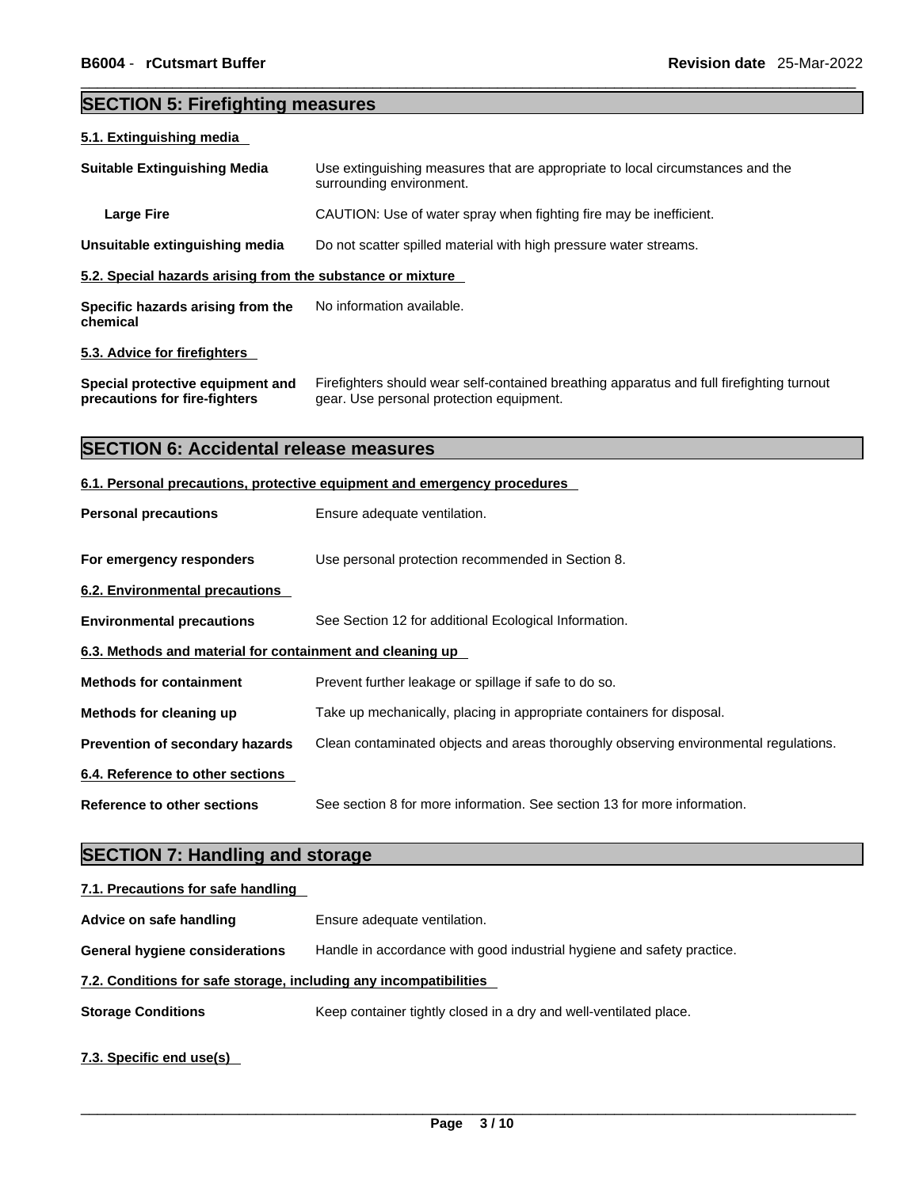## SECTION 5: Firefighting measures

### 5.1. Extinguishing media

| | |
|---|---|
| **Suitable Extinguishing Media** | Use extinguishing measures that are appropriate to local circumstances and the surrounding environment. |
| **Large Fire** | CAUTION: Use of water spray when fighting fire may be inefficient. |
| **Unsuitable extinguishing media** | Do not scatter spilled material with high pressure water streams. |

### 5.2. Special hazards arising from the substance or mixture

| | |
|---|---|
| **Specific hazards arising from the chemical** | No information available. |

### 5.3. Advice for firefighters

| | |
|---|---|
| **Special protective equipment and precautions for fire-fighters** | Firefighters should wear self-contained breathing apparatus and full firefighting turnout gear. Use personal protection equipment. |

## SECTION 6: Accidental release measures

### 6.1. Personal precautions, protective equipment and emergency procedures

| | |
|---|---|
| **Personal precautions** | Ensure adequate ventilation. |
| **For emergency responders** | Use personal protection recommended in Section 8. |

### 6.2. Environmental precautions

| | |
|---|---|
| **Environmental precautions** | See Section 12 for additional Ecological Information. |

### 6.3. Methods and material for containment and cleaning up

| | |
|---|---|
| **Methods for containment** | Prevent further leakage or spillage if safe to do so. |
| **Methods for cleaning up** | Take up mechanically, placing in appropriate containers for disposal. |
| **Prevention of secondary hazards** | Clean contaminated objects and areas thoroughly observing environmental regulations. |

### 6.4. Reference to other sections

| | |
|---|---|
| **Reference to other sections** | See section 8 for more information. See section 13 for more information. |

## SECTION 7: Handling and storage

### 7.1. Precautions for safe handling

| | |
|---|---|
| **Advice on safe handling** | Ensure adequate ventilation. |
| **General hygiene considerations** | Handle in accordance with good industrial hygiene and safety practice. |

### 7.2. Conditions for safe storage, including any incompatibilities

| | |
|---|---|
| **Storage Conditions** | Keep container tightly closed in a dry and well-ventilated place. |

### 7.3. Specific end use(s)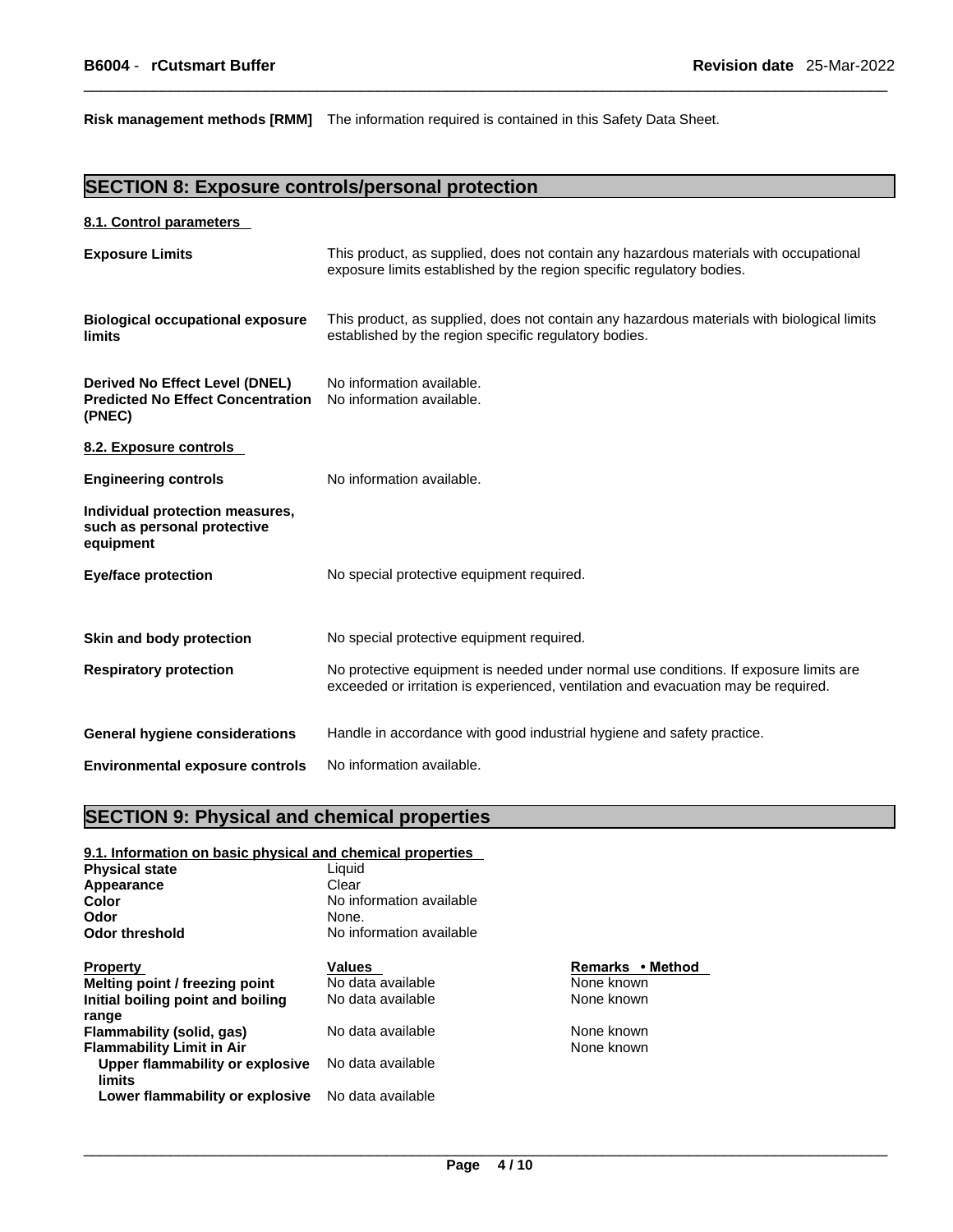**Risk management methods [RMM]** The information required is contained in this Safety Data Sheet.

## SECTION 8: Exposure controls/personal protection

### 8.1. Control parameters

| | |
|---|---|
| **Exposure Limits** | This product, as supplied, does not contain any hazardous materials with occupational exposure limits established by the region specific regulatory bodies. |
| **Biological occupational exposure limits** | This product, as supplied, does not contain any hazardous materials with biological limits established by the region specific regulatory bodies. |
| **Derived No Effect Level (DNEL)** | No information available. |
| **Predicted No Effect Concentration (PNEC)** | No information available. |

### 8.2. Exposure controls

| | |
|---|---|
| **Engineering controls** | No information available. |
| **Individual protection measures, such as personal protective equipment** | |
| **Eye/face protection** | No special protective equipment required. |
| **Skin and body protection** | No special protective equipment required. |
| **Respiratory protection** | No protective equipment is needed under normal use conditions. If exposure limits are exceeded or irritation is experienced, ventilation and evacuation may be required. |
| **General hygiene considerations** | Handle in accordance with good industrial hygiene and safety practice. |
| **Environmental exposure controls** | No information available. |

## SECTION 9: Physical and chemical properties

### 9.1. Information on basic physical and chemical properties

| | |
|---|---|
| **Physical state** | Liquid |
| **Appearance** | Clear |
| **Color** | No information available |
| **Odor** | None. |
| **Odor threshold** | No information available |

| Property | Values | Remarks • Method |
|---|---|---|
| **Melting point / freezing point** | No data available | None known |
| **Initial boiling point and boiling range** | No data available | None known |
| **Flammability (solid, gas)** | No data available | None known |
| **Flammability Limit in Air** | | None known |
| **Upper flammability or explosive limits** | No data available | |
| **Lower flammability or explosive** | No data available | |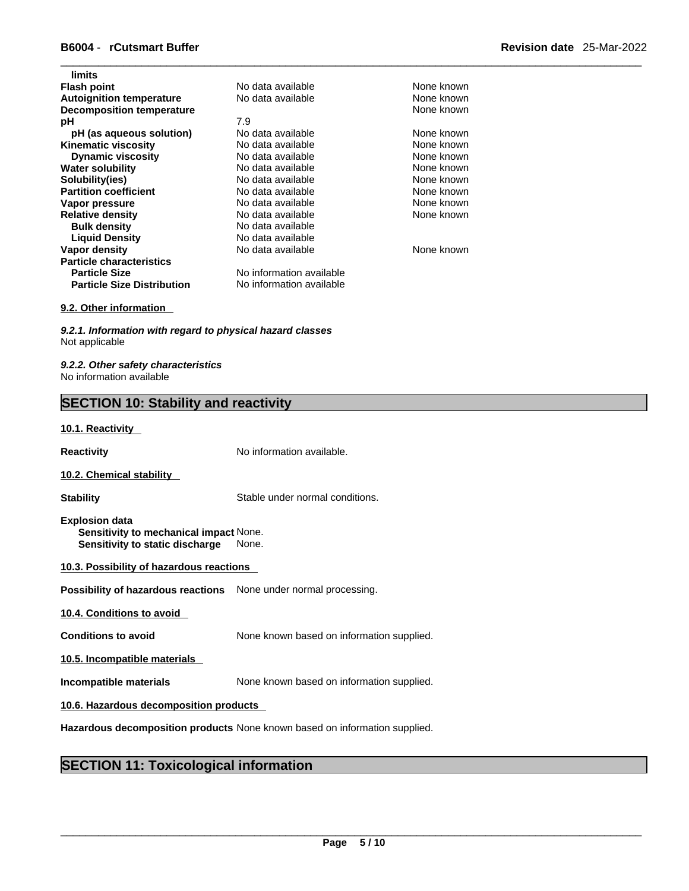| | | |
|---|---|---|
| **limits** | | |
| **Flash point** | No data available | None known |
| **Autoignition temperature** | No data available | None known |
| **Decomposition temperature** | | None known |
| **pH** | 7.9 | |
| **pH (as aqueous solution)** | No data available | None known |
| **Kinematic viscosity** | No data available | None known |
| **Dynamic viscosity** | No data available | None known |
| **Water solubility** | No data available | None known |
| **Solubility(ies)** | No data available | None known |
| **Partition coefficient** | No data available | None known |
| **Vapor pressure** | No data available | None known |
| **Relative density** | No data available | None known |
| **Bulk density** | No data available | |
| **Liquid Density** | No data available | |
| **Vapor density** | No data available | None known |
| **Particle characteristics** | | |
| **Particle Size** | No information available | |
| **Particle Size Distribution** | No information available | |

### 9.2. Other information

***9.2.1. Information with regard to physical hazard classes***
Not applicable

***9.2.2. Other safety characteristics***
No information available

## SECTION 10: Stability and reactivity

### 10.1. Reactivity

**Reactivity** No information available.

### 10.2. Chemical stability

**Stability** Stable under normal conditions.

**Explosion data**
**Sensitivity to mechanical impact** None.
**Sensitivity to static discharge** None.

### 10.3. Possibility of hazardous reactions

**Possibility of hazardous reactions** None under normal processing.

### 10.4. Conditions to avoid

**Conditions to avoid** None known based on information supplied.

### 10.5. Incompatible materials

**Incompatible materials** None known based on information supplied.

### 10.6. Hazardous decomposition products

**Hazardous decomposition products** None known based on information supplied.

## SECTION 11: Toxicological information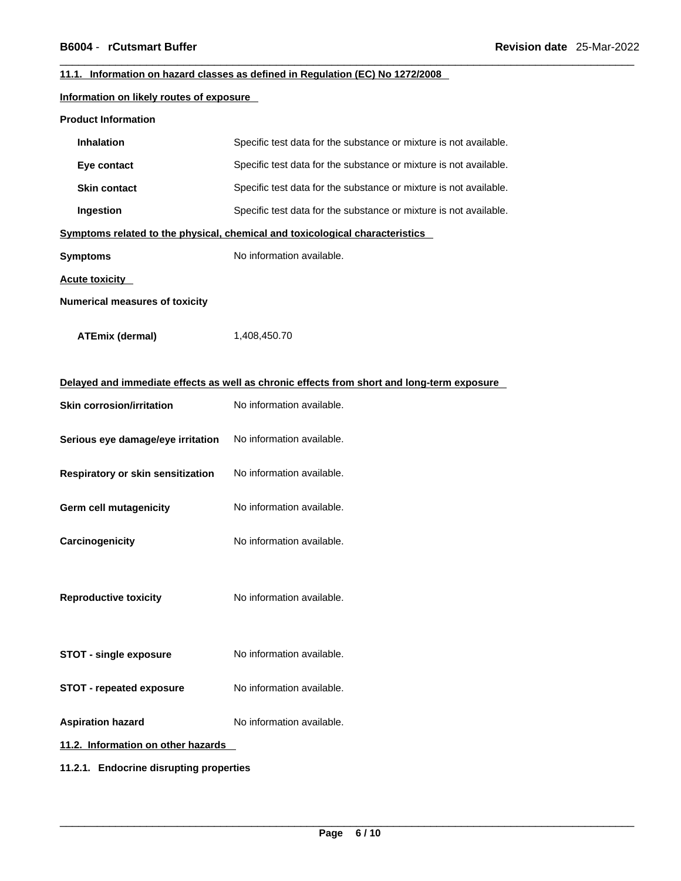### 11.1. Information on hazard classes as defined in Regulation (EC) No 1272/2008

#### Information on likely routes of exposure

**Product Information**

| | |
|---|---|
| **Inhalation** | Specific test data for the substance or mixture is not available. |
| **Eye contact** | Specific test data for the substance or mixture is not available. |
| **Skin contact** | Specific test data for the substance or mixture is not available. |
| **Ingestion** | Specific test data for the substance or mixture is not available. |

#### Symptoms related to the physical, chemical and toxicological characteristics

**Symptoms** No information available.

#### Acute toxicity

**Numerical measures of toxicity**

**ATEmix (dermal)** 1,408,450.70

#### Delayed and immediate effects as well as chronic effects from short and long-term exposure

| | |
|---|---|
| **Skin corrosion/irritation** | No information available. |
| **Serious eye damage/eye irritation** | No information available. |
| **Respiratory or skin sensitization** | No information available. |
| **Germ cell mutagenicity** | No information available. |
| **Carcinogenicity** | No information available. |
| **Reproductive toxicity** | No information available. |
| **STOT - single exposure** | No information available. |
| **STOT - repeated exposure** | No information available. |
| **Aspiration hazard** | No information available. |

### 11.2. Information on other hazards

#### 11.2.1. Endocrine disrupting properties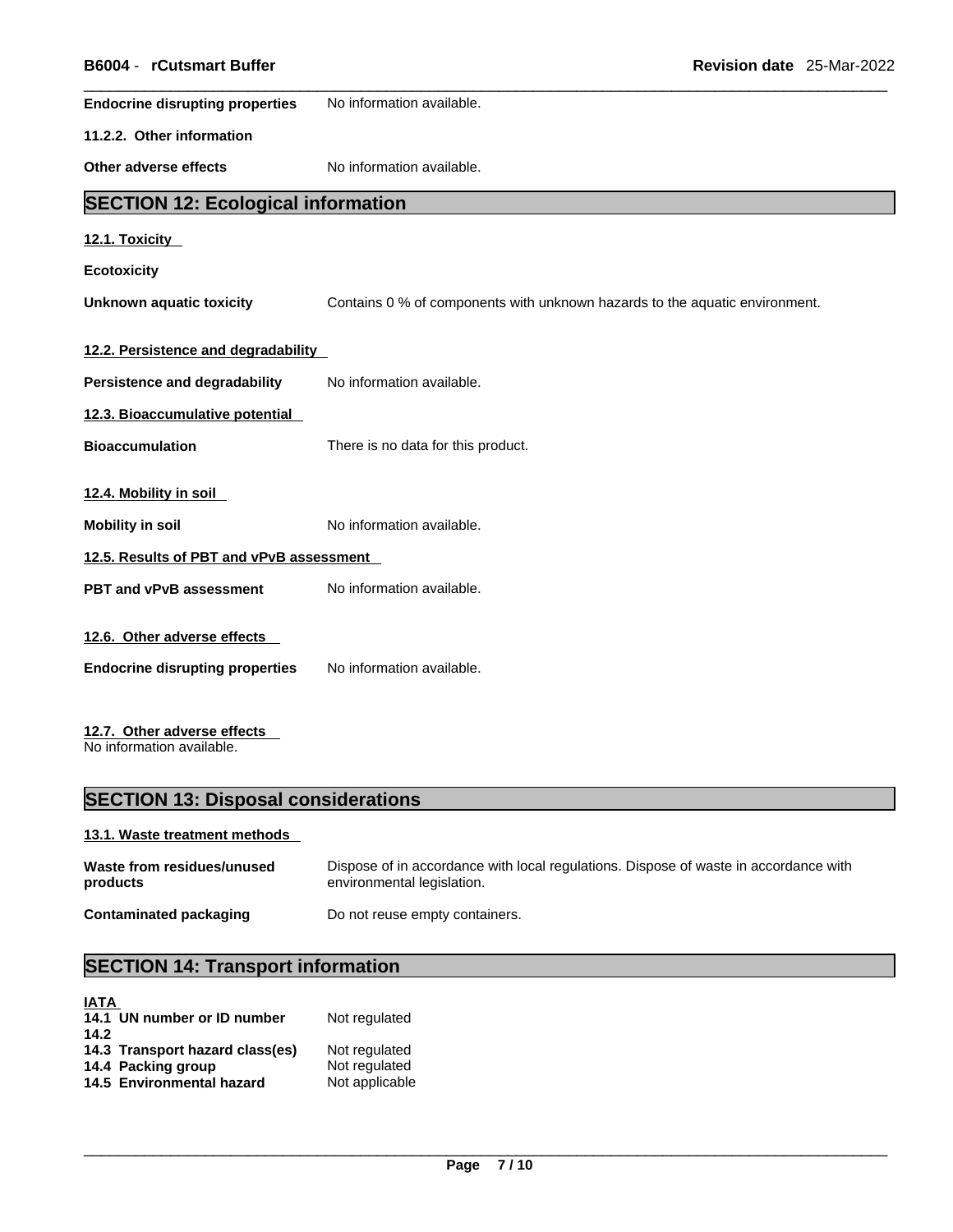**Endocrine disrupting properties** No information available.

**11.2.2. Other information**

**Other adverse effects** No information available.

## SECTION 12: Ecological information

### 12.1. Toxicity

**Ecotoxicity**

**Unknown aquatic toxicity** Contains 0 % of components with unknown hazards to the aquatic environment.

### 12.2. Persistence and degradability

**Persistence and degradability** No information available.

### 12.3. Bioaccumulative potential

**Bioaccumulation** There is no data for this product.

### 12.4. Mobility in soil

**Mobility in soil** No information available.

### 12.5. Results of PBT and vPvB assessment

**PBT and vPvB assessment** No information available.

### 12.6. Other adverse effects

**Endocrine disrupting properties** No information available.

### 12.7. Other adverse effects

No information available.

## SECTION 13: Disposal considerations

### 13.1. Waste treatment methods

**Waste from residues/unused products** Dispose of in accordance with local regulations. Dispose of waste in accordance with environmental legislation.

**Contaminated packaging** Do not reuse empty containers.

## SECTION 14: Transport information

**IATA**

| | |
|---|---|
| **14.1 UN number or ID number** | Not regulated |
| **14.2** | |
| **14.3 Transport hazard class(es)** | Not regulated |
| **14.4 Packing group** | Not regulated |
| **14.5 Environmental hazard** | Not applicable |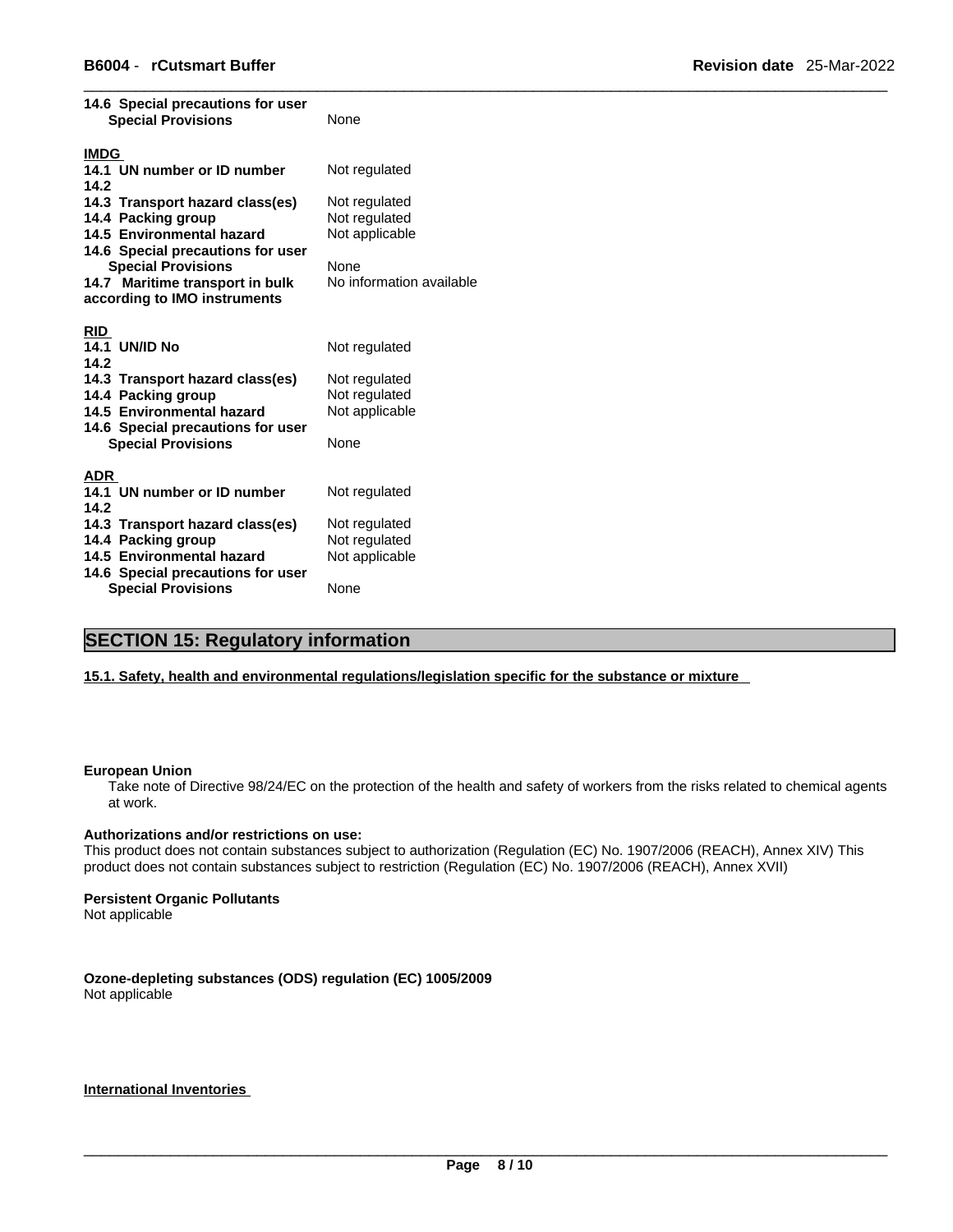**14.6 Special precautions for user**
**Special Provisions** None

**IMDG**

| | |
|---|---|
| **14.1 UN number or ID number** | Not regulated |
| **14.2** | |
| **14.3 Transport hazard class(es)** | Not regulated |
| **14.4 Packing group** | Not regulated |
| **14.5 Environmental hazard** | Not applicable |
| **14.6 Special precautions for user** | |
| **Special Provisions** | None |
| **14.7 Maritime transport in bulk according to IMO instruments** | No information available |

**RID**

| | |
|---|---|
| **14.1 UN/ID No** | Not regulated |
| **14.2** | |
| **14.3 Transport hazard class(es)** | Not regulated |
| **14.4 Packing group** | Not regulated |
| **14.5 Environmental hazard** | Not applicable |
| **14.6 Special precautions for user** | |
| **Special Provisions** | None |

**ADR**

| | |
|---|---|
| **14.1 UN number or ID number** | Not regulated |
| **14.2** | |
| **14.3 Transport hazard class(es)** | Not regulated |
| **14.4 Packing group** | Not regulated |
| **14.5 Environmental hazard** | Not applicable |
| **14.6 Special precautions for user** | |
| **Special Provisions** | None |

## SECTION 15: Regulatory information

**15.1. Safety, health and environmental regulations/legislation specific for the substance or mixture**

**European Union**

Take note of Directive 98/24/EC on the protection of the health and safety of workers from the risks related to chemical agents at work.

**Authorizations and/or restrictions on use:**
This product does not contain substances subject to authorization (Regulation (EC) No. 1907/2006 (REACH), Annex XIV) This product does not contain substances subject to restriction (Regulation (EC) No. 1907/2006 (REACH), Annex XVII)

**Persistent Organic Pollutants**
Not applicable

**Ozone-depleting substances (ODS) regulation (EC) 1005/2009**
Not applicable

**International Inventories**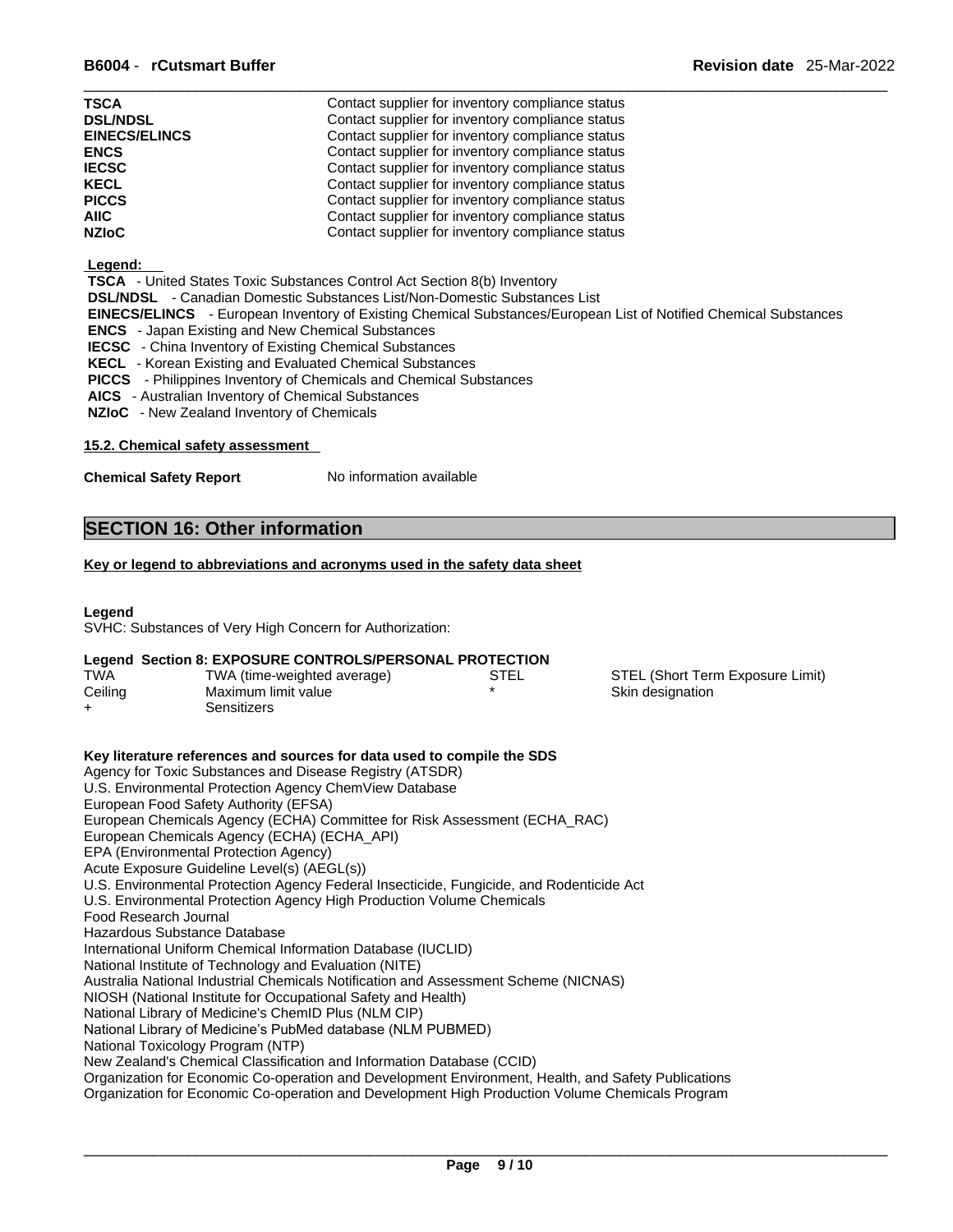| | |
|---|---|
| **TSCA** | Contact supplier for inventory compliance status |
| **DSL/NDSL** | Contact supplier for inventory compliance status |
| **EINECS/ELINCS** | Contact supplier for inventory compliance status |
| **ENCS** | Contact supplier for inventory compliance status |
| **IECSC** | Contact supplier for inventory compliance status |
| **KECL** | Contact supplier for inventory compliance status |
| **PICCS** | Contact supplier for inventory compliance status |
| **AIIC** | Contact supplier for inventory compliance status |
| **NZIoC** | Contact supplier for inventory compliance status |

**Legend:**

**TSCA** - United States Toxic Substances Control Act Section 8(b) Inventory
**DSL/NDSL** - Canadian Domestic Substances List/Non-Domestic Substances List
**EINECS/ELINCS** - European Inventory of Existing Chemical Substances/European List of Notified Chemical Substances
**ENCS** - Japan Existing and New Chemical Substances
**IECSC** - China Inventory of Existing Chemical Substances
**KECL** - Korean Existing and Evaluated Chemical Substances
**PICCS** - Philippines Inventory of Chemicals and Chemical Substances
**AICS** - Australian Inventory of Chemical Substances
**NZIoC** - New Zealand Inventory of Chemicals

**15.2. Chemical safety assessment**

**Chemical Safety Report** No information available

## SECTION 16: Other information

**Key or legend to abbreviations and acronyms used in the safety data sheet**

**Legend**
SVHC: Substances of Very High Concern for Authorization:

**Legend Section 8: EXPOSURE CONTROLS/PERSONAL PROTECTION**

| | | | |
|---|---|---|---|
| TWA | TWA (time-weighted average) | STEL | STEL (Short Term Exposure Limit) |
| Ceiling | Maximum limit value | * | Skin designation |
| + | Sensitizers | | |

**Key literature references and sources for data used to compile the SDS**
Agency for Toxic Substances and Disease Registry (ATSDR)
U.S. Environmental Protection Agency ChemView Database
European Food Safety Authority (EFSA)
European Chemicals Agency (ECHA) Committee for Risk Assessment (ECHA_RAC)
European Chemicals Agency (ECHA) (ECHA_API)
EPA (Environmental Protection Agency)
Acute Exposure Guideline Level(s) (AEGL(s))
U.S. Environmental Protection Agency Federal Insecticide, Fungicide, and Rodenticide Act
U.S. Environmental Protection Agency High Production Volume Chemicals
Food Research Journal
Hazardous Substance Database
International Uniform Chemical Information Database (IUCLID)
National Institute of Technology and Evaluation (NITE)
Australia National Industrial Chemicals Notification and Assessment Scheme (NICNAS)
NIOSH (National Institute for Occupational Safety and Health)
National Library of Medicine's ChemID Plus (NLM CIP)
National Library of Medicine's PubMed database (NLM PUBMED)
National Toxicology Program (NTP)
New Zealand's Chemical Classification and Information Database (CCID)
Organization for Economic Co-operation and Development Environment, Health, and Safety Publications
Organization for Economic Co-operation and Development High Production Volume Chemicals Program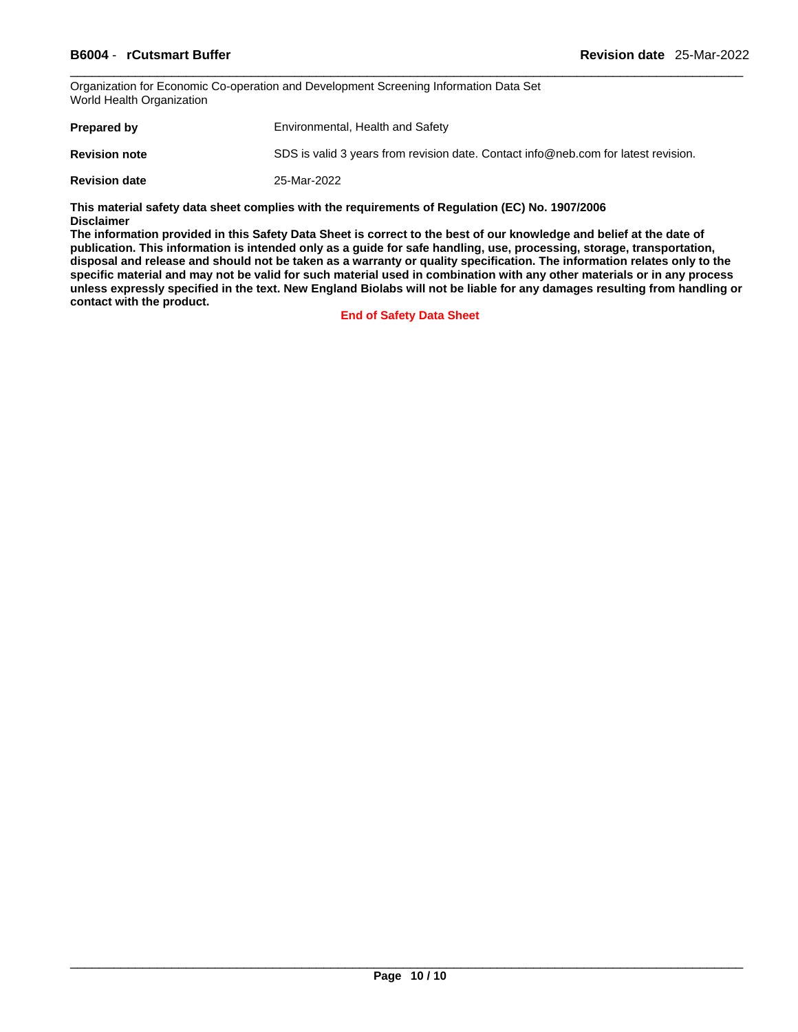Organization for Economic Co-operation and Development Screening Information Data Set
World Health Organization

| | |
|---|---|
| **Prepared by** | Environmental, Health and Safety |
| **Revision note** | SDS is valid 3 years from revision date. Contact info@neb.com for latest revision. |
| **Revision date** | 25-Mar-2022 |

**This material safety data sheet complies with the requirements of Regulation (EC) No. 1907/2006**
**Disclaimer**
**The information provided in this Safety Data Sheet is correct to the best of our knowledge and belief at the date of publication. This information is intended only as a guide for safe handling, use, processing, storage, transportation, disposal and release and should not be taken as a warranty or quality specification. The information relates only to the specific material and may not be valid for such material used in combination with any other materials or in any process unless expressly specified in the text. New England Biolabs will not be liable for any damages resulting from handling or contact with the product.**

**End of Safety Data Sheet**